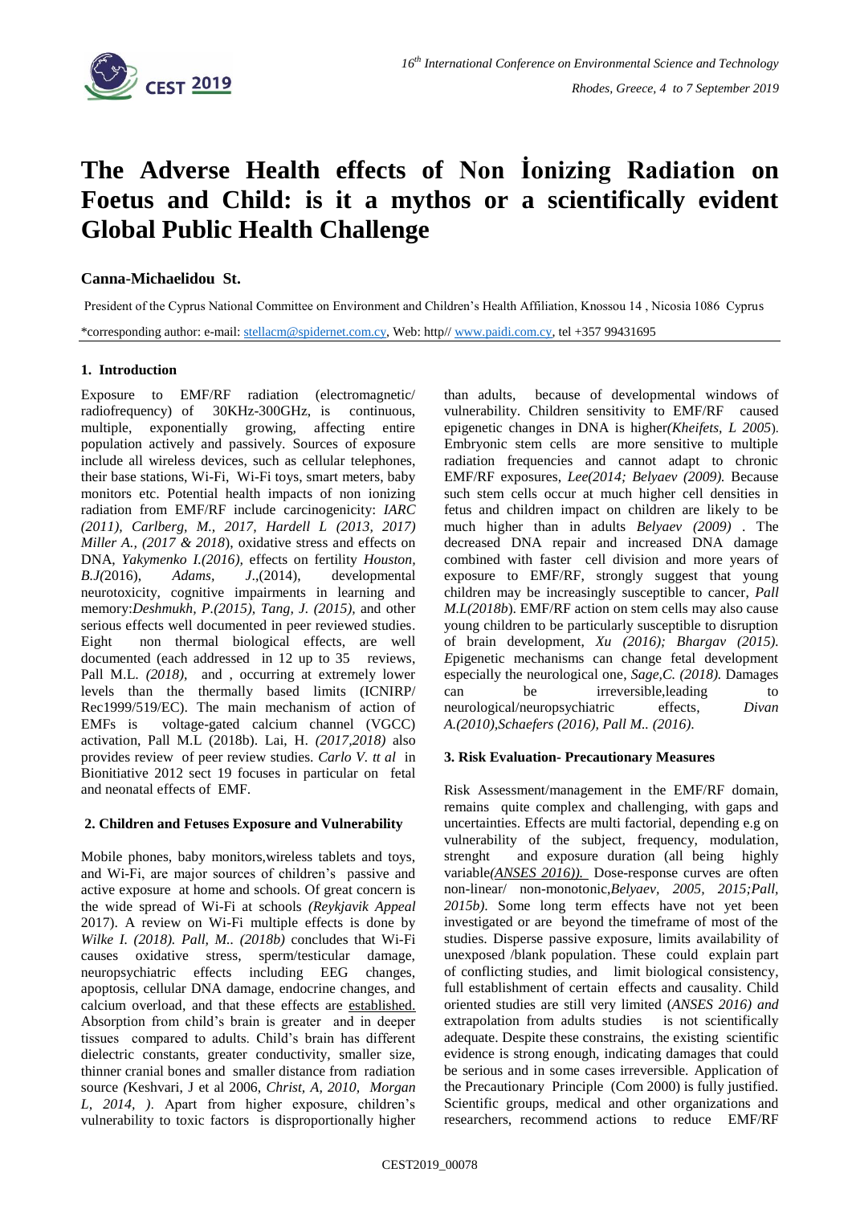# The Adverse Health effects of Non İonizing Radiation on Foetus and Child: is it a mythos or a scientifically evident Global Public Health Challenge

**Canna-Michaelidou St.**

President of the Cyprus National Committee on Environment and Children's Health Affiliation, Knossou 14 , Nicosia 1086 Cyprus

\*corresponding author: e-mail: stellacm@spidernet.com.cy, Web: http// www.paidi.com.cy, tel +357 99431695

## 1. Introduction

Exposure to EMF/RF radiation (electromagnetic/ radiofrequency) of 30KHz-300GHz, is continuous, multiple, exponentially growing, affecting entire population actively and passively. Sources of exposure include all wireless devices, such as cellular telephones, their base stations, Wi-Fi, Wi-Fi toys, smart meters, baby monitors etc. Potential health impacts of non ionizing radiation from EMF/RF include carcinogenicity: *IARC (2011), Carlberg, M., 2017, Hardell L (2013, 2017) Miller A., (2017 & 2018)*, oxidative stress and effects on DNA, *Yakymenko I.(2016),* effects on fertility *Houston, B.J(*2016), *Adams, J*.,(2014), developmental neurotoxicity, cognitive impairments in learning and memory:*Deshmukh, P.(2015), Tang, J. (2015),* and other serious effects well documented in peer reviewed studies. Eight non thermal biological effects, are well documented (each addressed in 12 up to 35 reviews, Pall M.L. *(2018),* and , occurring at extremely lower levels than the thermally based limits (ICNIRP/ Rec1999/519/EC). The main mechanism of action of EMFs is voltage-gated calcium channel (VGCC) activation, Pall M.L (2018b). Lai, H. *(2017,2018)* also provides review of peer review studies. *Carlo V. tt al* in Bionitiative 2012 sect 19 focuses in particular on fetal and neonatal effects of EMF.

## 2. Children and Fetuses Exposure and Vulnerability

Mobile phones, baby monitors,wireless tablets and toys, and Wi-Fi, are major sources of children's passive and active exposure at home and schools. Of great concern is the wide spread of Wi-Fi at schools *(Reykjavik Appeal* 2017). A review on Wi-Fi multiple effects is done by *Wilke I. (2018). Pall, M.. (2018b)* concludes that Wi-Fi causes oxidative stress, sperm/testicular damage, neuropsychiatric effects including EEG changes, apoptosis, cellular DNA damage, endocrine changes, and calcium overload, and that these effects are established. Absorption from child's brain is greater and in deeper tissues compared to adults. Child's brain has different dielectric constants, greater conductivity, smaller size, thinner cranial bones and smaller distance from radiation source *(*Keshvari, J et al 2006, *Christ, A, 2010, Morgan L, 2014, ).* Apart from higher exposure, children's vulnerability to toxic factors is disproportionally higher than adults, because of developmental windows of vulnerability. Children sensitivity to EMF/RF caused epigenetic changes in DNA is higher*(Kheifets, L 2005*). Embryonic stem cells are more sensitive to multiple radiation frequencies and cannot adapt to chronic EMF/RF exposures, *Lee(2014; Belyaev (2009).* Because such stem cells occur at much higher cell densities in fetus and children impact on children are likely to be much higher than in adults *Belyaev (2009)* . The decreased DNA repair and increased DNA damage combined with faster cell division and more years of exposure to EMF/RF, strongly suggest that young children may be increasingly susceptible to cancer, *Pall M.L(2018b*). EMF/RF action on stem cells may also cause young children to be particularly susceptible to disruption of brain development, *Xu (2016); Bhargav (2015). E*pigenetic mechanisms can change fetal development especially the neurological one, *Sage,C. (2018).* Damages can be irreversible,leading to neurological/neuropsychiatric effects, *Divan A.(2010),Schaefers (2016), Pall M.. (2016).*

## 3. Risk Evaluation- Precautionary Measures

Risk Assessment/management in the EMF/RF domain, remains quite complex and challenging, with gaps and uncertainties. Effects are multi factorial, depending e.g on vulnerability of the subject, frequency, modulation, strenght and exposure duration (all being highly variable*(ANSES 2016)).* Dose-response curves are often non-linear/ non-monotonic,*Belyaev, 2005, 2015;Pall, 2015b)*. Some long term effects have not yet been investigated or are beyond the timeframe of most of the studies. Disperse passive exposure, limits availability of unexposed /blank population. These could explain part of conflicting studies, and limit biological consistency, full establishment of certain effects and causality. Child oriented studies are still very limited (*ANSES 2016) and* extrapolation from adults studies is not scientifically adequate. Despite these constrains, the existing scientific evidence is strong enough, indicating damages that could be serious and in some cases irreversible. Application of the Precautionary Principle (Com 2000) is fully justified. Scientific groups, medical and other organizations and researchers, recommend actions to reduce EMF/RF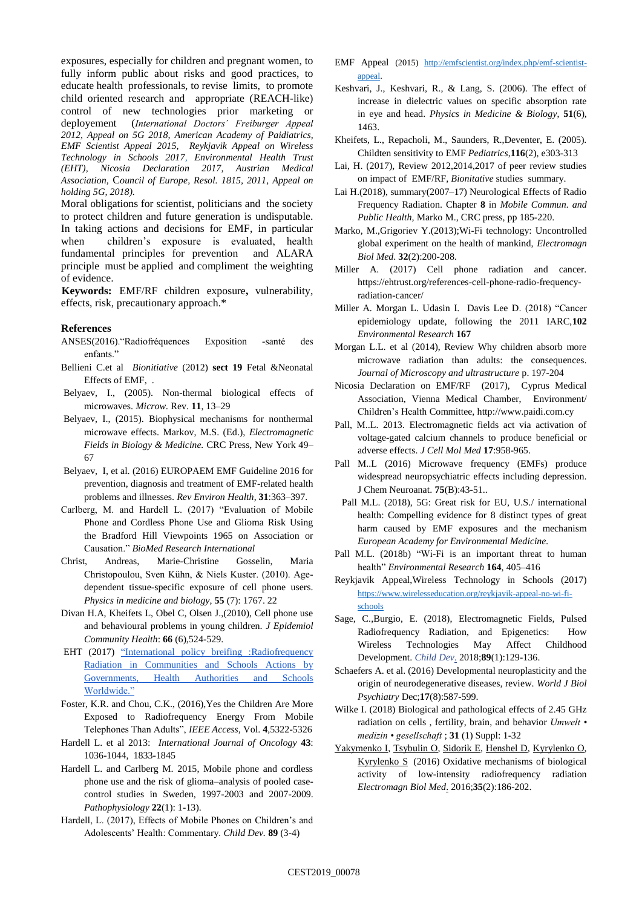exposures, especially for children and pregnant women, to fully inform public about risks and good practices, to educate health professionals, to revise limits, to promote child oriented research and appropriate (REACH-like) control of new technologies prior marketing or deployement (*International Doctors΄ Freiburger Appeal 2012, Appeal on 5G 2018, American Academy of Paidiatrics, EMF Scientist Appeal 2015, Reykjavik Appeal on Wireless Technology in Schools 2017, Environmental Health Trust (EHT), Nicosia Declaration 2017, Austrian Medical Association,* Council *of Europe, Resol. 1815, 2011, Appeal on holding 5G, 2018).*

Moral obligations for scientist, politicians and the society to protect children and future generation is undisputable. In taking actions and decisions for EMF, in particular when children's exposure is evaluated, health fundamental principles for prevention and ALARA principle must be applied and compliment the weighting of evidence.

**Keywords:** EMF/RF children exposure**,** vulnerability, effects, risk, precautionary approach.*

## References

ANSES(2016).“Radiofréquences Exposition -santé des enfants.”

Bellieni C.et al *Bionitiative* (2012) **sect 19** Fetal &Neonatal Effects of EMF, .

Belyaev, I., (2005). Non-thermal biological effects of microwaves. *Microw.* Rev. **11**, 13–29

Belyaev, I., (2015). Biophysical mechanisms for nonthermal microwave effects. Markov, M.S. (Ed.), *Electromagnetic Fields in Biology & Medicine.* CRC Press, New York 49–67

Belyaev, I, et al. (2016) EUROPAEM EMF Guideline 2016 for prevention, diagnosis and treatment of EMF-related health problems and illnesses. *Rev Environ Health*, **31**:363–397.

Carlberg, M. and Hardell L. (2017) “Evaluation of Mobile Phone and Cordless Phone Use and Glioma Risk Using the Bradford Hill Viewpoints 1965 on Association or Causation.” *BioMed Research International*

Christ, Andreas, Marie-Christine Gosselin, Maria Christopoulou, Sven Kühn, & Niels Kuster. (2010). Age-dependent tissue-specific exposure of cell phone users. *Physics in medicine and biology*, **55** (7): 1767. 22

Divan H.A, Kheifets L, Obel C, Olsen J.,(2010), Cell phone use and behavioural problems in young children. *J Epidemiol Community Health*: **66** (6),524-529.

EHT (2017) “International policy breifing :Radiofrequency Radiation in Communities and Schools Actions by Governments, Health Authorities and Schools Worldwide.”

Foster, K.R. and Chou, C.K., (2016),Yes the Children Are More Exposed to Radiofrequency Energy From Mobile Telephones Than Adults”, *IEEE Access*, Vol. **4**,5322-5326

Hardell L. et al 2013: *International Journal of Oncology* **43**: 1036-1044, 1833-1845

Hardell L. and Carlberg M. 2015, Mobile phone and cordless phone use and the risk of glioma–analysis of pooled case-control studies in Sweden, 1997-2003 and 2007-2009. *Pathophysiology* **22**(1): 1-13).

Hardell, L. (2017), Effects of Mobile Phones on Children's and Adolescents' Health: Commentary. *Child Dev.* **89** (3-4)

EMF Appeal (2015) http://emfscientist.org/index.php/emf-scientist-appeal.

Keshvari, J., Keshvari, R., & Lang, S. (2006). The effect of increase in dielectric values on specific absorption rate in eye and head. *Physics in Medicine & Biology*, **51**(6), 1463.

Kheifets, L., Repacholi, M., Saunders, R.,Deventer, E. (2005). Childten sensitivity to EMF *Pediatrics*,**116**(2), e303-313

Lai, H. (2017), Review 2012,2014,2017 of peer review studies on impact of EMF/RF, *Bionitative* studies summary.

Lai H.(2018), summary(2007–17) Neurological Effects of Radio Frequency Radiation. Chapter **8** in *Mobile Commun. and Public Health*, Marko M., CRC press, pp 185-220.

Marko, M.,Grigoriev Y.(2013);Wi-Fi technology: Uncontrolled global experiment on the health of mankind, *Electromagn Biol Med*. **32**(2):200-208.

Miller A. (2017) Cell phone radiation and cancer. https://ehtrust.org/references-cell-phone-radio-frequency-radiation-cancer/

Miller A. Morgan L. Udasin I. Davis Lee D. (2018) “Cancer epidemiology update, following the 2011 IARC,**102** *Environmental Research* **167**

Morgan L.L. et al (2014), Review Why children absorb more microwave radiation than adults: the consequences. *Journal of Microscopy and ultrastructure* p. 197-204

Nicosia Declaration on EMF/RF (2017), Cyprus Medical Association, Vienna Medical Chamber, Environment/ Children's Health Committee, http://www.paidi.com.cy

Pall, M..L. 2013. Electromagnetic fields act via activation of voltage-gated calcium channels to produce beneficial or adverse effects. *J Cell Mol Med* **17**:958-965.

Pall M..L (2016) Microwave frequency (EMFs) produce widespread neuropsychiatric effects including depression. J Chem Neuroanat. **75**(B):43-51..

Pall M.L. (2018), 5G: Great risk for EU, U.S./ international health: Compelling evidence for 8 distinct types of great harm caused by EMF exposures and the mechanism *European Academy for Environmental Medicine.*

Pall M.L. (2018b) “Wi-Fi is an important threat to human health” *Environmental Research* **164**, 405–416

Reykjavik Appeal,Wireless Technology in Schools (2017) https://www.wirelesseducation.org/reykjavik-appeal-no-wi-fi-schools

Sage, C.,Burgio, E. (2018), Electromagnetic Fields, Pulsed Radiofrequency Radiation, and Epigenetics: How Wireless Technologies May Affect Childhood Development. *Child Dev*. 2018;**89**(1):129-136.

Schaefers A. et al. (2016) Developmental neuroplasticity and the origin of neurodegenerative diseases, review. *World J Biol Psychiatry* Dec;**17**(8):587-599.

Wilke I. (2018) Biological and pathological effects of 2.45 GHz radiation on cells , fertility, brain, and behavior *Umwelt • medizin • gesellschaft* ; **31** (1) Suppl: 1-32

Yakymenko I, Tsybulin O, Sidorik E, Henshel D, Kyrylenko O, Kyrylenko S (2016) Oxidative mechanisms of biological activity of low-intensity radiofrequency radiation *Electromagn Biol Med*. 2016;**35**(2):186-202.